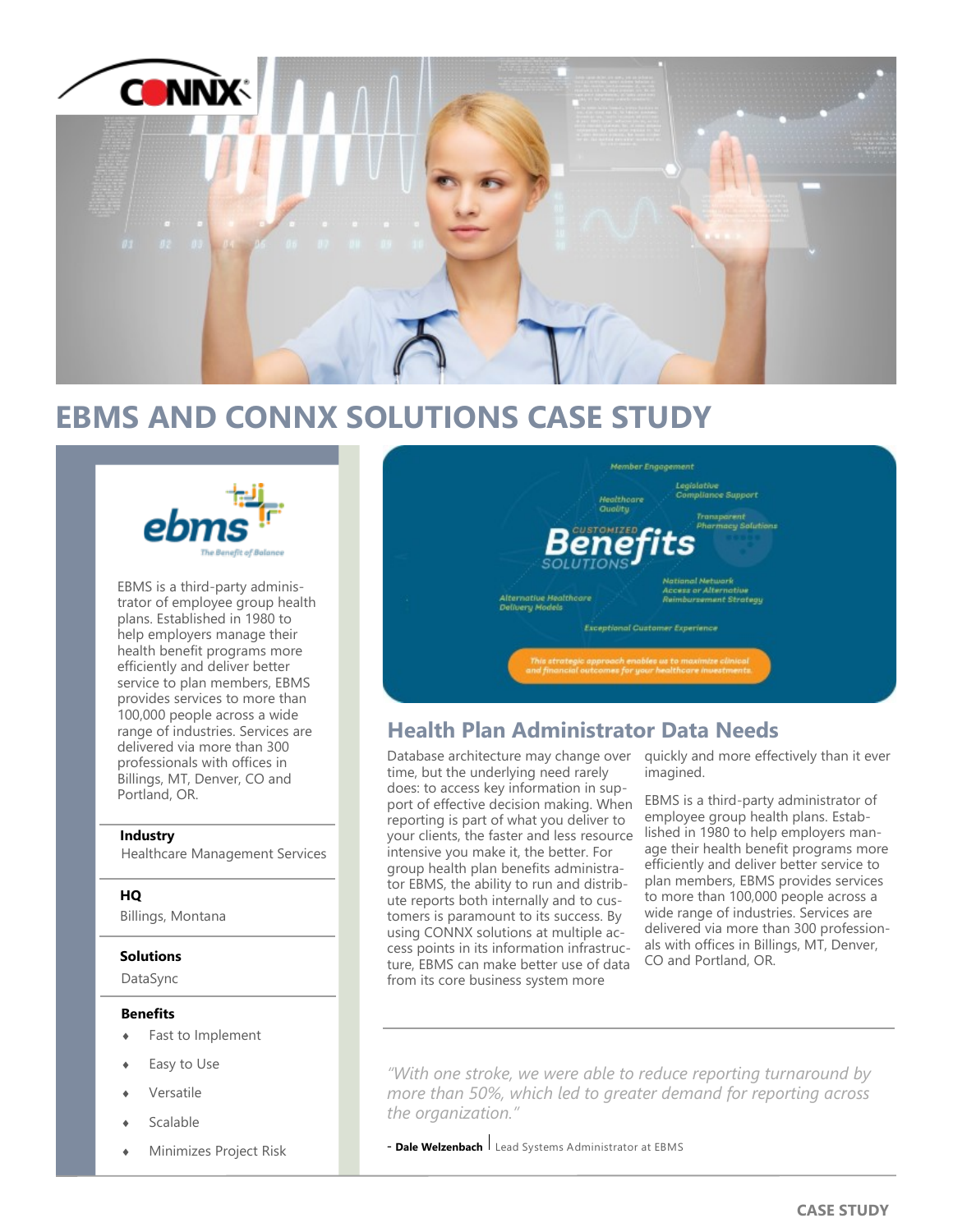# EBMS AND CONNX SOLUTIONS CASE STUDY

EBMS is a third-party administrator of employee group health plans. Established in 1980 to help employers manage their health benefit programs more efficiently and deliver better service to plan members, EBMS provides services to more than 100,000 people across a wide range of industries. Services are delivered via more than 300 professionals with offices in Billings, MT, Denver, CO and Portland, OR.

**Industry**
Healthcare Management Services

**HQ**
Billings, Montana

**Solutions**
DataSync

**Benefits**

- Fast to Implement
- Easy to Use
- Versatile
- Scalable
- Minimizes Project Risk

## Health Plan Administrator Data Needs

Database architecture may change over time, but the underlying need rarely does: to access key information in support of effective decision making. When reporting is part of what you deliver to your clients, the faster and less resource intensive you make it, the better. For group health plan benefits administrator EBMS, the ability to run and distribute reports both internally and to customers is paramount to its success. By using CONNX solutions at multiple access points in its information infrastructure, EBMS can make better use of data from its core business system more quickly and more effectively than it ever imagined.

EBMS is a third-party administrator of employee group health plans. Established in 1980 to help employers manage their health benefit programs more efficiently and deliver better service to plan members, EBMS provides services to more than 100,000 people across a wide range of industries. Services are delivered via more than 300 professionals with offices in Billings, MT, Denver, CO and Portland, OR.

*"With one stroke, we were able to reduce reporting turnaround by more than 50%, which led to greater demand for reporting across the organization."*

\- **Dale Welzenbach** | Lead Systems Administrator at EBMS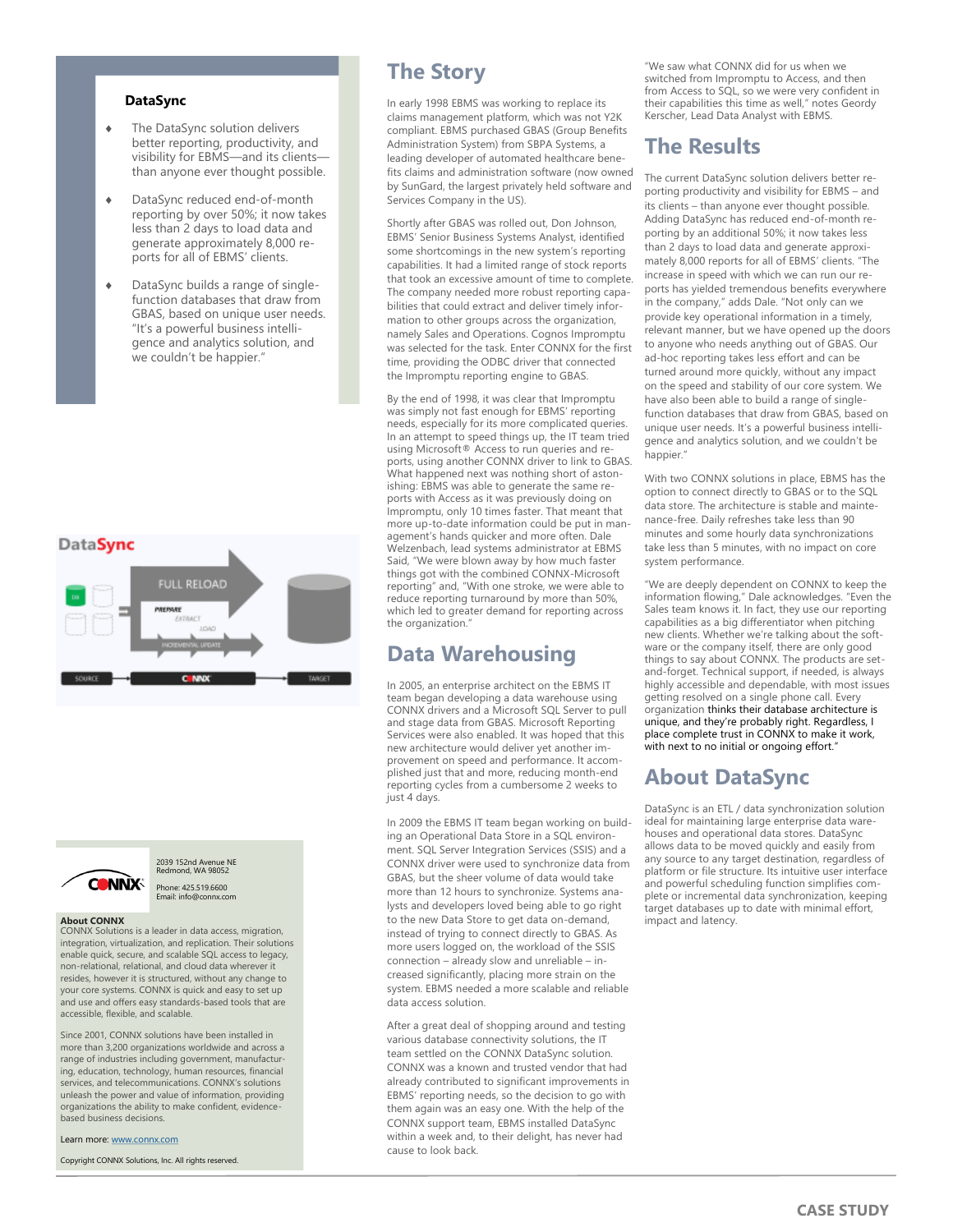### DataSync

- The DataSync solution delivers better reporting, productivity, and visibility for EBMS—and its clients—than anyone ever thought possible.
- DataSync reduced end-of-month reporting by over 50%; it now takes less than 2 days to load data and generate approximately 8,000 reports for all of EBMS' clients.
- DataSync builds a range of single-function databases that draw from GBAS, based on unique user needs. "It's a powerful business intelligence and analytics solution, and we couldn't be happier."

DataSync

FULL RELOAD

PREPARE

EXTRACT

LOAD

INCREMENTAL UPDATE

SOURCE

CONNX

TARGET

## The Story

In early 1998 EBMS was working to replace its claims management platform, which was not Y2K compliant. EBMS purchased GBAS (Group Benefits Administration System) from SBPA Systems, a leading developer of automated healthcare benefits claims and administration software (now owned by SunGard, the largest privately held software and Services Company in the US).

Shortly after GBAS was rolled out, Don Johnson, EBMS' Senior Business Systems Analyst, identified some shortcomings in the new system's reporting capabilities. It had a limited range of stock reports that took an excessive amount of time to complete. The company needed more robust reporting capabilities that could extract and deliver timely information to other groups across the organization, namely Sales and Operations. Cognos Impromptu was selected for the task. Enter CONNX for the first time, providing the ODBC driver that connected the Impromptu reporting engine to GBAS.

By the end of 1998, it was clear that Impromptu was simply not fast enough for EBMS' reporting needs, especially for its more complicated queries. In an attempt to speed things up, the IT team tried using Microsoft® Access to run queries and reports, using another CONNX driver to link to GBAS. What happened next was nothing short of astonishing: EBMS was able to generate the same reports with Access as it was previously doing on Impromptu, only 10 times faster. That meant that more up-to-date information could be put in management's hands quicker and more often. Dale Welzenbach, lead systems administrator at EBMS Said, "We were blown away by how much faster things got with the combined CONNX-Microsoft reporting" and, "With one stroke, we were able to reduce reporting turnaround by more than 50%, which led to greater demand for reporting across the organization."

## Data Warehousing

In 2005, an enterprise architect on the EBMS IT team began developing a data warehouse using CONNX drivers and a Microsoft SQL Server to pull and stage data from GBAS. Microsoft Reporting Services were also enabled. It was hoped that this new architecture would deliver yet another improvement on speed and performance. It accomplished just that and more, reducing month-end reporting cycles from a cumbersome 2 weeks to just 4 days.

In 2009 the EBMS IT team began working on building an Operational Data Store in a SQL environment. SQL Server Integration Services (SSIS) and a CONNX driver were used to synchronize data from GBAS, but the sheer volume of data would take more than 12 hours to synchronize. Systems analysts and developers loved being able to go right to the new Data Store to get data on-demand, instead of trying to connect directly to GBAS. As more users logged on, the workload of the SSIS connection – already slow and unreliable – increased significantly, placing more strain on the system. EBMS needed a more scalable and reliable data access solution.

After a great deal of shopping around and testing various database connectivity solutions, the IT team settled on the CONNX DataSync solution. CONNX was a known and trusted vendor that had already contributed to significant improvements in EBMS' reporting needs, so the decision to go with them again was an easy one. With the help of the CONNX support team, EBMS installed DataSync within a week and, to their delight, has never had cause to look back.

"We saw what CONNX did for us when we switched from Impromptu to Access, and then from Access to SQL, so we were very confident in their capabilities this time as well," notes Geordy Kerscher, Lead Data Analyst with EBMS.

## The Results

The current DataSync solution delivers better reporting productivity and visibility for EBMS – and its clients – than anyone ever thought possible. Adding DataSync has reduced end-of-month reporting by an additional 50%; it now takes less than 2 days to load data and generate approximately 8,000 reports for all of EBMS' clients. "The increase in speed with which we can run our reports has yielded tremendous benefits everywhere in the company," adds Dale. "Not only can we provide key operational information in a timely, relevant manner, but we have opened up the doors to anyone who needs anything out of GBAS. Our ad-hoc reporting takes less effort and can be turned around more quickly, without any impact on the speed and stability of our core system. We have also been able to build a range of single-function databases that draw from GBAS, based on unique user needs. It's a powerful business intelligence and analytics solution, and we couldn't be happier."

With two CONNX solutions in place, EBMS has the option to connect directly to GBAS or to the SQL data store. The architecture is stable and maintenance-free. Daily refreshes take less than 90 minutes and some hourly data synchronizations take less than 5 minutes, with no impact on core system performance.

"We are deeply dependent on CONNX to keep the information flowing," Dale acknowledges. "Even the Sales team knows it. In fact, they use our reporting capabilities as a big differentiator when pitching new clients. Whether we're talking about the software or the company itself, there are only good things to say about CONNX. The products are set-and-forget. Technical support, if needed, is always highly accessible and dependable, with most issues getting resolved on a single phone call. Every organization thinks their database architecture is unique, and they're probably right. Regardless, I place complete trust in CONNX to make it work, with next to no initial or ongoing effort."

## About DataSync

DataSync is an ETL / data synchronization solution ideal for maintaining large enterprise data warehouses and operational data stores. DataSync allows data to be moved quickly and easily from any source to any target destination, regardless of platform or file structure. Its intuitive user interface and powerful scheduling function simplifies complete or incremental data synchronization, keeping target databases up to date with minimal effort, impact and latency.

CONNX

2039 152nd Avenue NE
Redmond, WA 98052

Phone: 425.519.6600
Email: info@connx.com

**About CONNX**
CONNX Solutions is a leader in data access, migration, integration, virtualization, and replication. Their solutions enable quick, secure, and scalable SQL access to legacy, non-relational, relational, and cloud data wherever it resides, however it is structured, without any change to your core systems. CONNX is quick and easy to set up and use and offers easy standards-based tools that are accessible, flexible, and scalable.

Since 2001, CONNX solutions have been installed in more than 3,200 organizations worldwide and across a range of industries including government, manufacturing, education, technology, human resources, financial services, and telecommunications. CONNX's solutions unleash the power and value of information, providing organizations the ability to make confident, evidence-based business decisions.

Learn more: www.connx.com

Copyright CONNX Solutions, Inc. All rights reserved.

CASE STUDY